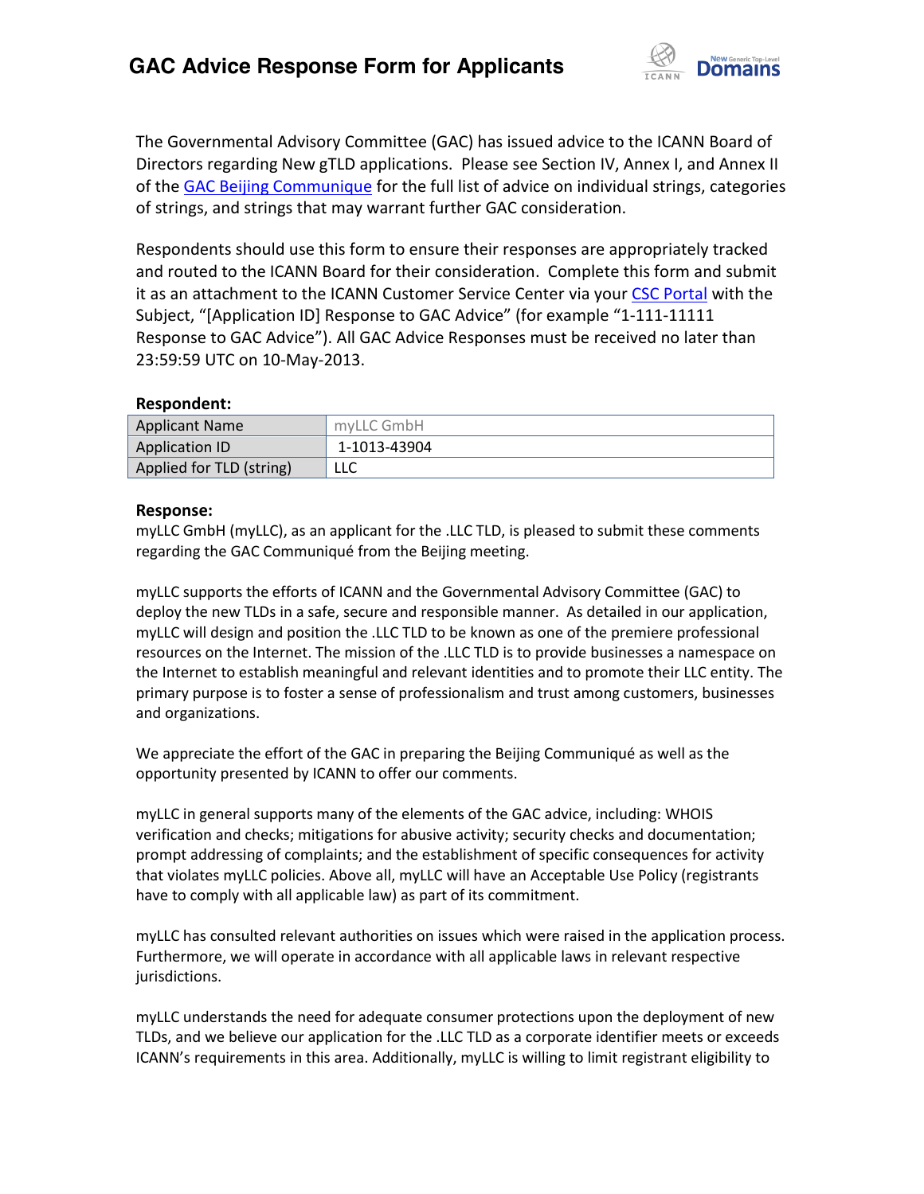# GAC Advice Response Form for Applicants

The Governmental Advisory Committee (GAC) has issued advice to the ICANN Board of Directors regarding New gTLD applications. Please see Section IV, Annex I, and Annex II of the GAC Beijing Communique for the full list of advice on individual strings, categories of strings, and strings that may warrant further GAC consideration.

Respondents should use this form to ensure their responses are appropriately tracked and routed to the ICANN Board for their consideration. Complete this form and submit it as an attachment to the ICANN Customer Service Center via your CSC Portal with the Subject, "[Application ID] Response to GAC Advice" (for example "1-111-11111 Response to GAC Advice"). All GAC Advice Responses must be received no later than 23:59:59 UTC on 10-May-2013.

**Respondent:**

| Applicant Name | myLLC GmbH |
|---|---|
| Application ID | 1-1013-43904 |
| Applied for TLD (string) | LLC |

**Response:**

myLLC GmbH (myLLC), as an applicant for the .LLC TLD, is pleased to submit these comments regarding the GAC Communiqué from the Beijing meeting.

myLLC supports the efforts of ICANN and the Governmental Advisory Committee (GAC) to deploy the new TLDs in a safe, secure and responsible manner. As detailed in our application, myLLC will design and position the .LLC TLD to be known as one of the premiere professional resources on the Internet. The mission of the .LLC TLD is to provide businesses a namespace on the Internet to establish meaningful and relevant identities and to promote their LLC entity. The primary purpose is to foster a sense of professionalism and trust among customers, businesses and organizations.

We appreciate the effort of the GAC in preparing the Beijing Communiqué as well as the opportunity presented by ICANN to offer our comments.

myLLC in general supports many of the elements of the GAC advice, including: WHOIS verification and checks; mitigations for abusive activity; security checks and documentation; prompt addressing of complaints; and the establishment of specific consequences for activity that violates myLLC policies. Above all, myLLC will have an Acceptable Use Policy (registrants have to comply with all applicable law) as part of its commitment.

myLLC has consulted relevant authorities on issues which were raised in the application process. Furthermore, we will operate in accordance with all applicable laws in relevant respective jurisdictions.

myLLC understands the need for adequate consumer protections upon the deployment of new TLDs, and we believe our application for the .LLC TLD as a corporate identifier meets or exceeds ICANN's requirements in this area. Additionally, myLLC is willing to limit registrant eligibility to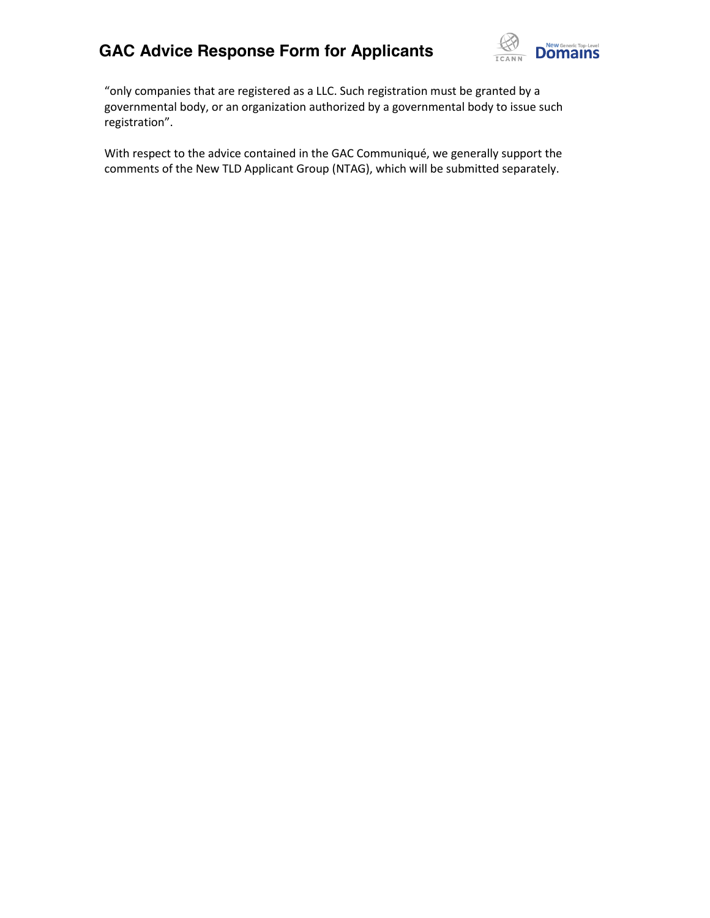"only companies that are registered as a LLC. Such registration must be granted by a governmental body, or an organization authorized by a governmental body to issue such registration".

With respect to the advice contained in the GAC Communiqué, we generally support the comments of the New TLD Applicant Group (NTAG), which will be submitted separately.